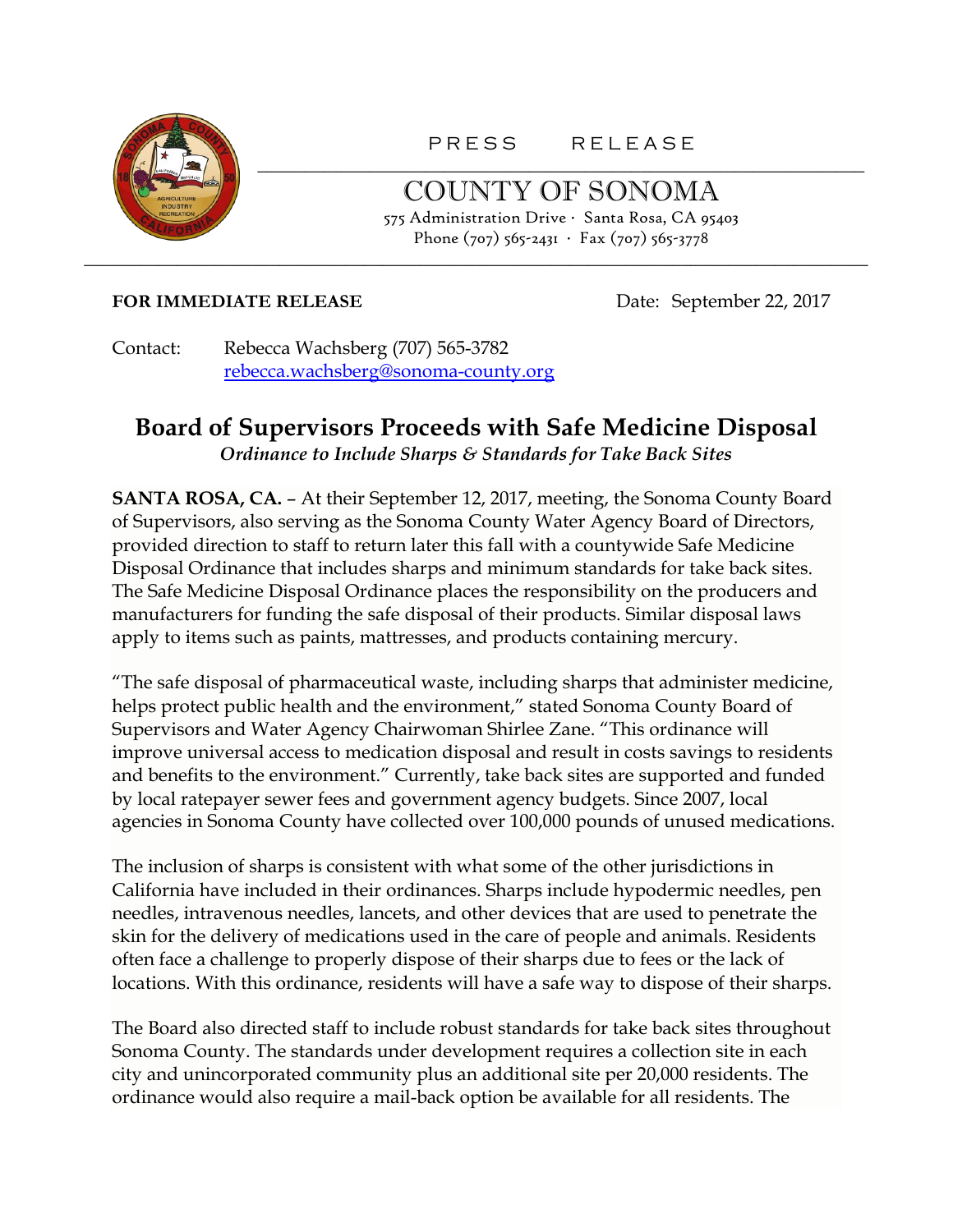PRESS RELEASE

# COUNTY OF SONOMA

575 Administration Drive · Santa Rosa, CA 95403
Phone (707) 565-2431 · Fax (707) 565-3778

**FOR IMMEDIATE RELEASE** Date: September 22, 2017

Contact: Rebecca Wachsberg (707) 565-3782
rebecca.wachsberg@sonoma-county.org

## Board of Supervisors Proceeds with Safe Medicine Disposal

*Ordinance to Include Sharps & Standards for Take Back Sites*

**SANTA ROSA, CA.** – At their September 12, 2017, meeting, the Sonoma County Board of Supervisors, also serving as the Sonoma County Water Agency Board of Directors, provided direction to staff to return later this fall with a countywide Safe Medicine Disposal Ordinance that includes sharps and minimum standards for take back sites. The Safe Medicine Disposal Ordinance places the responsibility on the producers and manufacturers for funding the safe disposal of their products. Similar disposal laws apply to items such as paints, mattresses, and products containing mercury.

"The safe disposal of pharmaceutical waste, including sharps that administer medicine, helps protect public health and the environment," stated Sonoma County Board of Supervisors and Water Agency Chairwoman Shirlee Zane. "This ordinance will improve universal access to medication disposal and result in costs savings to residents and benefits to the environment." Currently, take back sites are supported and funded by local ratepayer sewer fees and government agency budgets. Since 2007, local agencies in Sonoma County have collected over 100,000 pounds of unused medications.

The inclusion of sharps is consistent with what some of the other jurisdictions in California have included in their ordinances. Sharps include hypodermic needles, pen needles, intravenous needles, lancets, and other devices that are used to penetrate the skin for the delivery of medications used in the care of people and animals. Residents often face a challenge to properly dispose of their sharps due to fees or the lack of locations. With this ordinance, residents will have a safe way to dispose of their sharps.

The Board also directed staff to include robust standards for take back sites throughout Sonoma County. The standards under development requires a collection site in each city and unincorporated community plus an additional site per 20,000 residents. The ordinance would also require a mail-back option be available for all residents. The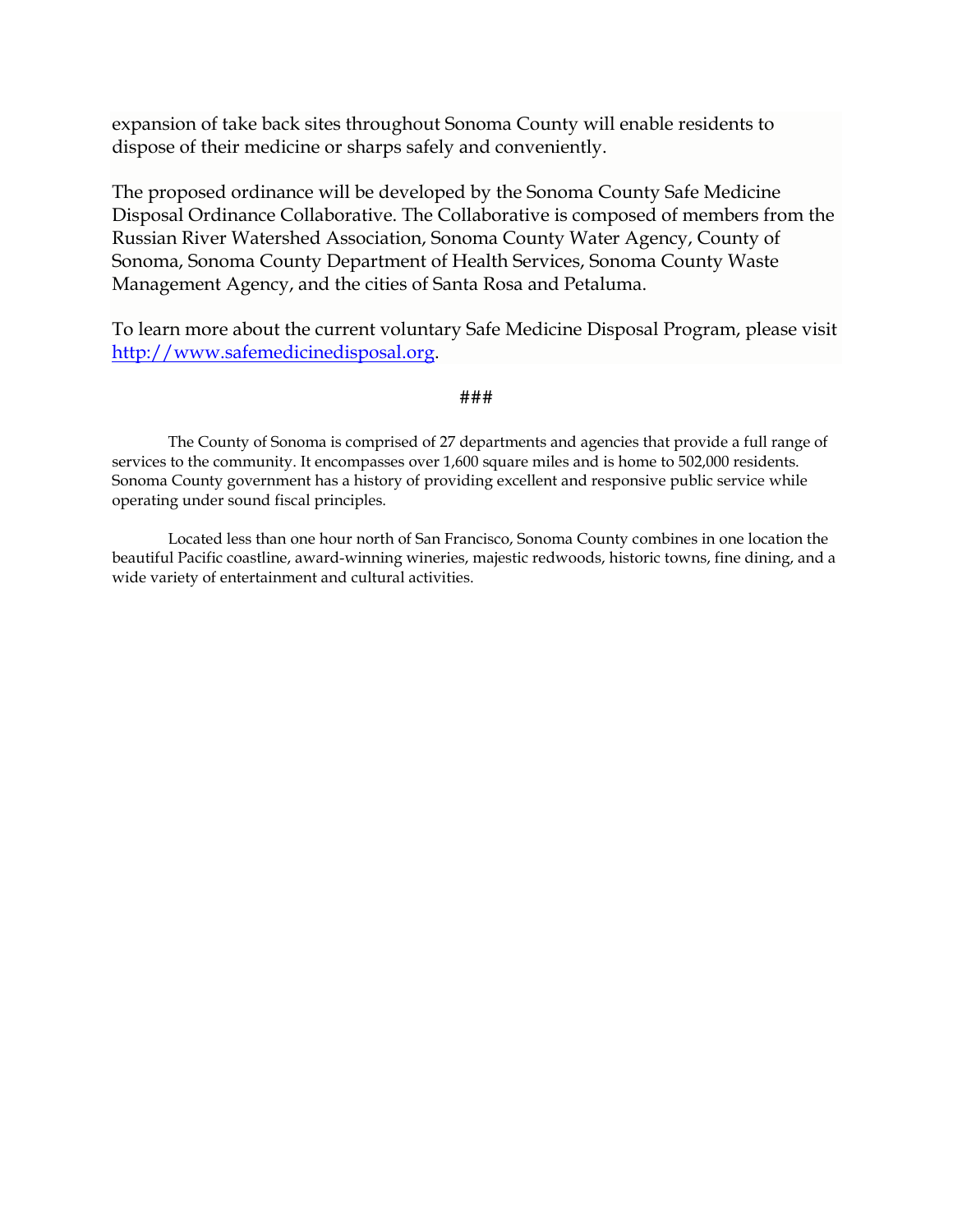expansion of take back sites throughout Sonoma County will enable residents to dispose of their medicine or sharps safely and conveniently.

The proposed ordinance will be developed by the Sonoma County Safe Medicine Disposal Ordinance Collaborative. The Collaborative is composed of members from the Russian River Watershed Association, Sonoma County Water Agency, County of Sonoma, Sonoma County Department of Health Services, Sonoma County Waste Management Agency, and the cities of Santa Rosa and Petaluma.

To learn more about the current voluntary Safe Medicine Disposal Program, please visit [http://www.safemedicinedisposal.org](http://www.safemedicinedisposal.org).

###

The County of Sonoma is comprised of 27 departments and agencies that provide a full range of services to the community. It encompasses over 1,600 square miles and is home to 502,000 residents. Sonoma County government has a history of providing excellent and responsive public service while operating under sound fiscal principles.

Located less than one hour north of San Francisco, Sonoma County combines in one location the beautiful Pacific coastline, award-winning wineries, majestic redwoods, historic towns, fine dining, and a wide variety of entertainment and cultural activities.